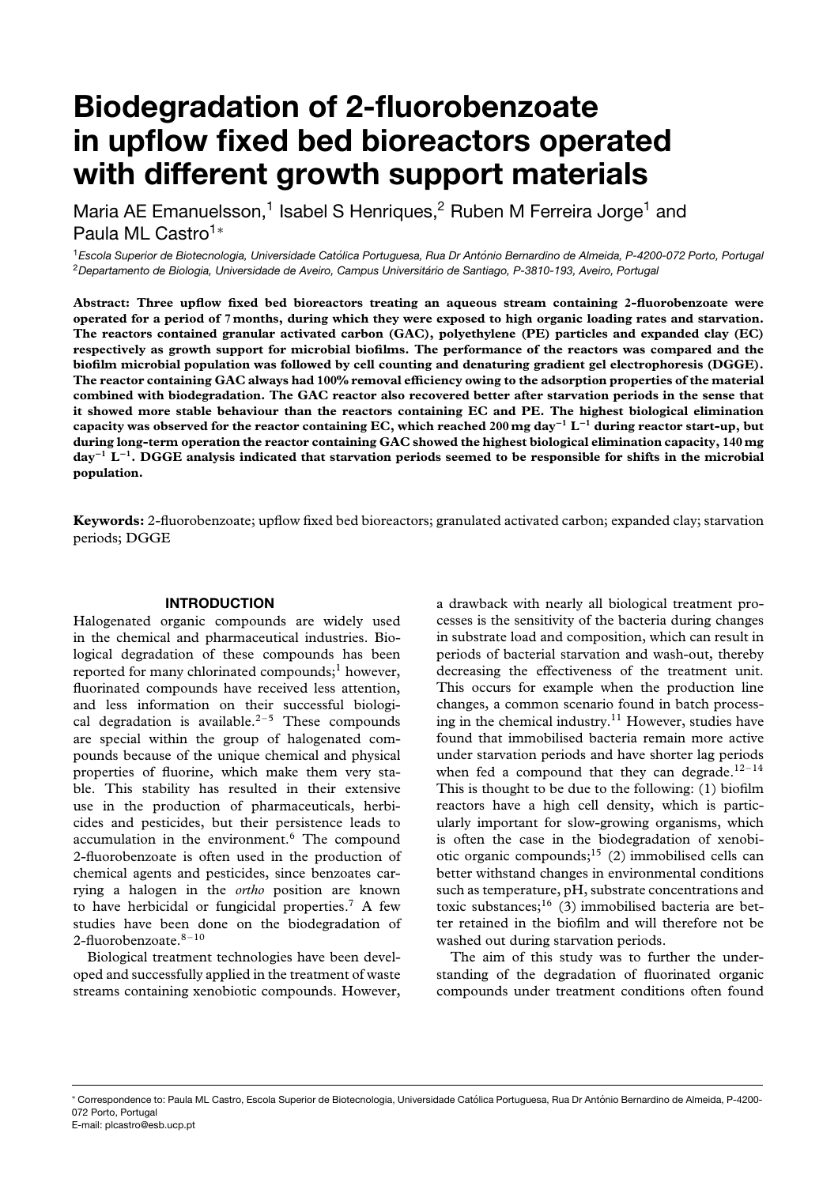# Biodegradation of 2-fluorobenzoate in upflow fixed bed bioreactors operated with different growth support materials

Maria AE Emanuelsson,[1] Isabel S Henriques,[2] Ruben M Ferreira Jorge[1] and Paula ML Castro[1]*

[1]*Escola Superior de Biotecnologia, Universidade Católica Portuguesa, Rua Dr António Bernardino de Almeida, P-4200-072 Porto, Portugal*
[2]*Departamento de Biologia, Universidade de Aveiro, Campus Universitário de Santiago, P-3810-193, Aveiro, Portugal*

**Abstract: Three upflow fixed bed bioreactors treating an aqueous stream containing 2-fluorobenzoate were operated for a period of 7 months, during which they were exposed to high organic loading rates and starvation. The reactors contained granular activated carbon (GAC), polyethylene (PE) particles and expanded clay (EC) respectively as growth support for microbial biofilms. The performance of the reactors was compared and the biofilm microbial population was followed by cell counting and denaturing gradient gel electrophoresis (DGGE). The reactor containing GAC always had 100% removal efficiency owing to the adsorption properties of the material combined with biodegradation. The GAC reactor also recovered better after starvation periods in the sense that it showed more stable behaviour than the reactors containing EC and PE. The highest biological elimination capacity was observed for the reactor containing EC, which reached 200 mg day$^{-1}$ L$^{-1}$ during reactor start-up, but during long-term operation the reactor containing GAC showed the highest biological elimination capacity, 140 mg day$^{-1}$ L$^{-1}$. DGGE analysis indicated that starvation periods seemed to be responsible for shifts in the microbial population.**

**Keywords:** 2-fluorobenzoate; upflow fixed bed bioreactors; granulated activated carbon; expanded clay; starvation periods; DGGE

## INTRODUCTION

Halogenated organic compounds are widely used in the chemical and pharmaceutical industries. Biological degradation of these compounds has been reported for many chlorinated compounds;[1] however, fluorinated compounds have received less attention, and less information on their successful biological degradation is available.[2–5] These compounds are special within the group of halogenated compounds because of the unique chemical and physical properties of fluorine, which make them very stable. This stability has resulted in their extensive use in the production of pharmaceuticals, herbicides and pesticides, but their persistence leads to accumulation in the environment.[6] The compound 2-fluorobenzoate is often used in the production of chemical agents and pesticides, since benzoates carrying a halogen in the *ortho* position are known to have herbicidal or fungicidal properties.[7] A few studies have been done on the biodegradation of 2-fluorobenzoate.[8–10]

Biological treatment technologies have been developed and successfully applied in the treatment of waste streams containing xenobiotic compounds. However, a drawback with nearly all biological treatment processes is the sensitivity of the bacteria during changes in substrate load and composition, which can result in periods of bacterial starvation and wash-out, thereby decreasing the effectiveness of the treatment unit. This occurs for example when the production line changes, a common scenario found in batch processing in the chemical industry.[11] However, studies have found that immobilised bacteria remain more active under starvation periods and have shorter lag periods when fed a compound that they can degrade.[12–14] This is thought to be due to the following: (1) biofilm reactors have a high cell density, which is particularly important for slow-growing organisms, which is often the case in the biodegradation of xenobiotic organic compounds;[15] (2) immobilised cells can better withstand changes in environmental conditions such as temperature, pH, substrate concentrations and toxic substances;[16] (3) immobilised bacteria are better retained in the biofilm and will therefore not be washed out during starvation periods.

The aim of this study was to further the understanding of the degradation of fluorinated organic compounds under treatment conditions often found

---

* Correspondence to: Paula ML Castro, Escola Superior de Biotecnologia, Universidade Católica Portuguesa, Rua Dr António Bernardino de Almeida, P-4200-072 Porto, Portugal
E-mail: plcastro@esb.ucp.pt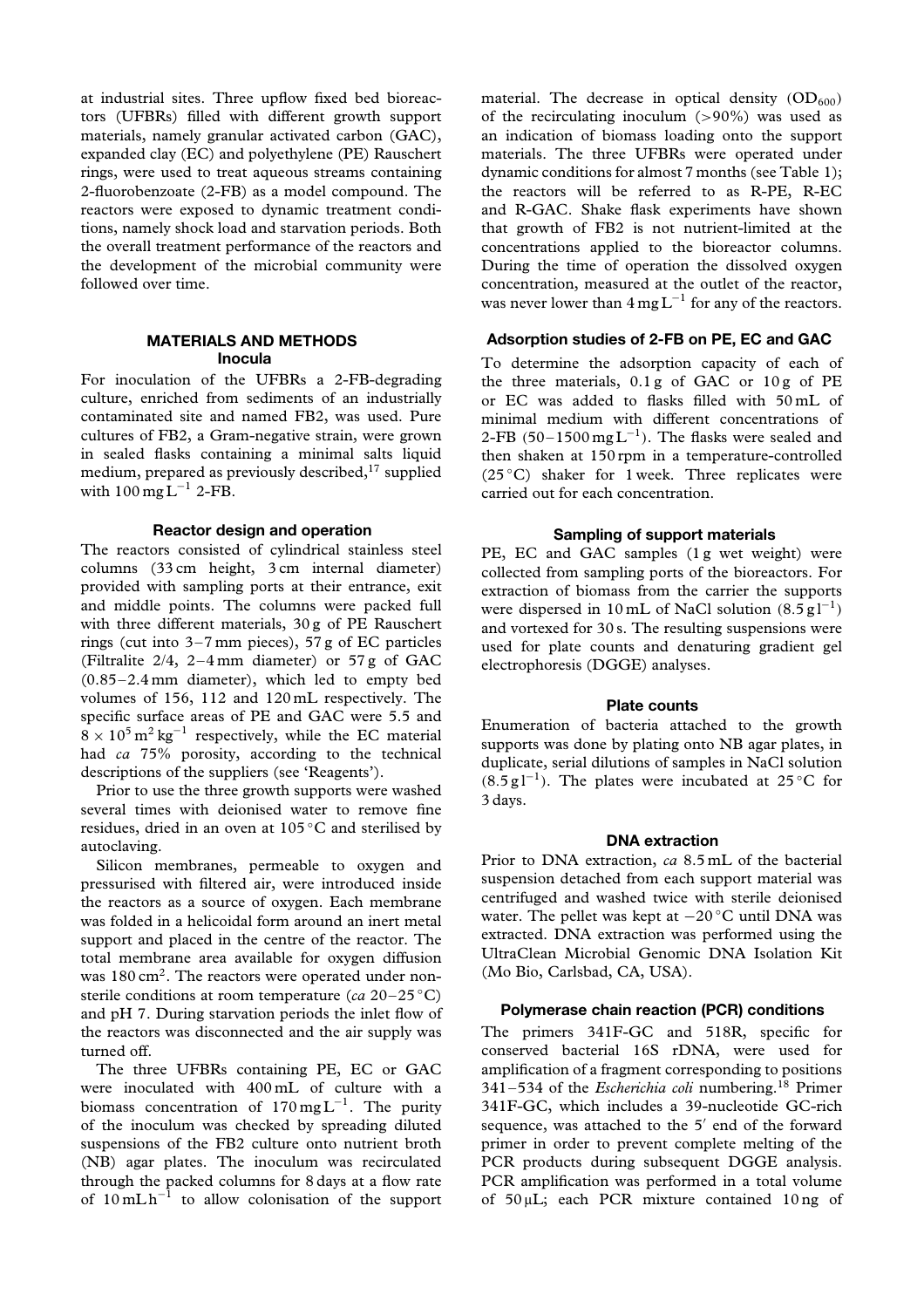at industrial sites. Three upflow fixed bed bioreactors (UFBRs) filled with different growth support materials, namely granular activated carbon (GAC), expanded clay (EC) and polyethylene (PE) Rauschert rings, were used to treat aqueous streams containing 2-fluorobenzoate (2-FB) as a model compound. The reactors were exposed to dynamic treatment conditions, namely shock load and starvation periods. Both the overall treatment performance of the reactors and the development of the microbial community were followed over time.

## MATERIALS AND METHODS

### Inocula

For inoculation of the UFBRs a 2-FB-degrading culture, enriched from sediments of an industrially contaminated site and named FB2, was used. Pure cultures of FB2, a Gram-negative strain, were grown in sealed flasks containing a minimal salts liquid medium, prepared as previously described,[17] supplied with $100\,mg\,L^{-1}$ 2-FB.

### Reactor design and operation

The reactors consisted of cylindrical stainless steel columns (33 cm height, 3 cm internal diameter) provided with sampling ports at their entrance, exit and middle points. The columns were packed full with three different materials, 30 g of PE Rauschert rings (cut into 3–7 mm pieces), 57 g of EC particles (Filtralite 2/4, 2–4 mm diameter) or 57 g of GAC (0.85–2.4 mm diameter), which led to empty bed volumes of 156, 112 and 120 mL respectively. The specific surface areas of PE and GAC were 5.5 and $8 \times 10^5\,m^2\,kg^{-1}$ respectively, while the EC material had *ca* 75% porosity, according to the technical descriptions of the suppliers (see 'Reagents').

Prior to use the three growth supports were washed several times with deionised water to remove fine residues, dried in an oven at 105 °C and sterilised by autoclaving.

Silicon membranes, permeable to oxygen and pressurised with filtered air, were introduced inside the reactors as a source of oxygen. Each membrane was folded in a helicoidal form around an inert metal support and placed in the centre of the reactor. The total membrane area available for oxygen diffusion was $180\,cm^2$. The reactors were operated under non-sterile conditions at room temperature (*ca* 20–25 °C) and pH 7. During starvation periods the inlet flow of the reactors was disconnected and the air supply was turned off.

The three UFBRs containing PE, EC or GAC were inoculated with 400 mL of culture with a biomass concentration of $170\,mg\,L^{-1}$. The purity of the inoculum was checked by spreading diluted suspensions of the FB2 culture onto nutrient broth (NB) agar plates. The inoculum was recirculated through the packed columns for 8 days at a flow rate of $10\,mL\,h^{-1}$ to allow colonisation of the support material. The decrease in optical density ($OD_{600}$) of the recirculating inoculum (>90%) was used as an indication of biomass loading onto the support materials. The three UFBRs were operated under dynamic conditions for almost 7 months (see Table 1); the reactors will be referred to as R-PE, R-EC and R-GAC. Shake flask experiments have shown that growth of FB2 is not nutrient-limited at the concentrations applied to the bioreactor columns. During the time of operation the dissolved oxygen concentration, measured at the outlet of the reactor, was never lower than $4\,mg\,L^{-1}$ for any of the reactors.

### Adsorption studies of 2-FB on PE, EC and GAC

To determine the adsorption capacity of each of the three materials, 0.1 g of GAC or 10 g of PE or EC was added to flasks filled with 50 mL of minimal medium with different concentrations of 2-FB (50–1500 $mg\,L^{-1}$). The flasks were sealed and then shaken at 150 rpm in a temperature-controlled (25 °C) shaker for 1 week. Three replicates were carried out for each concentration.

### Sampling of support materials

PE, EC and GAC samples (1 g wet weight) were collected from sampling ports of the bioreactors. For extraction of biomass from the carrier the supports were dispersed in 10 mL of NaCl solution ($8.5\,g\,l^{-1}$) and vortexed for 30 s. The resulting suspensions were used for plate counts and denaturing gradient gel electrophoresis (DGGE) analyses.

### Plate counts

Enumeration of bacteria attached to the growth supports was done by plating onto NB agar plates, in duplicate, serial dilutions of samples in NaCl solution ($8.5\,g\,l^{-1}$). The plates were incubated at 25 °C for 3 days.

### DNA extraction

Prior to DNA extraction, *ca* 8.5 mL of the bacterial suspension detached from each support material was centrifuged and washed twice with sterile deionised water. The pellet was kept at −20 °C until DNA was extracted. DNA extraction was performed using the UltraClean Microbial Genomic DNA Isolation Kit (Mo Bio, Carlsbad, CA, USA).

### Polymerase chain reaction (PCR) conditions

The primers 341F-GC and 518R, specific for conserved bacterial 16S rDNA, were used for amplification of a fragment corresponding to positions 341–534 of the *Escherichia coli* numbering.[18] Primer 341F-GC, which includes a 39-nucleotide GC-rich sequence, was attached to the 5′ end of the forward primer in order to prevent complete melting of the PCR products during subsequent DGGE analysis. PCR amplification was performed in a total volume of 50 μL; each PCR mixture contained 10 ng of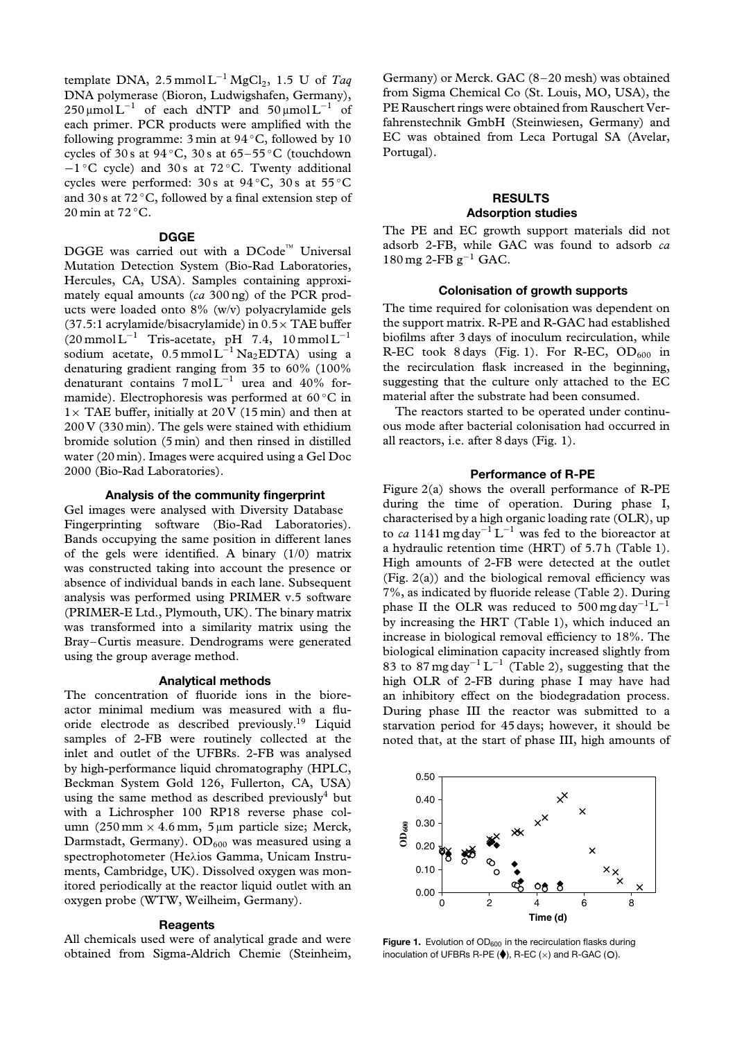template DNA, 2.5 mmol $L^{-1}$ $MgCl_2$, 1.5 U of *Taq* DNA polymerase (Bioron, Ludwigshafen, Germany), 250 µmol $L^{-1}$ of each dNTP and 50 µmol $L^{-1}$ of each primer. PCR products were amplified with the following programme: 3 min at 94 °C, followed by 10 cycles of 30 s at 94 °C, 30 s at 65–55 °C (touchdown −1 °C cycle) and 30 s at 72 °C. Twenty additional cycles were performed: 30 s at 94 °C, 30 s at 55 °C and 30 s at 72 °C, followed by a final extension step of 20 min at 72 °C.

### DGGE

DGGE was carried out with a DCode™ Universal Mutation Detection System (Bio-Rad Laboratories, Hercules, CA, USA). Samples containing approximately equal amounts (*ca* 300 ng) of the PCR products were loaded onto 8% (w/v) polyacrylamide gels (37.5:1 acrylamide/bisacrylamide) in 0.5× TAE buffer (20 mmol $L^{-1}$ Tris-acetate, pH 7.4, 10 mmol $L^{-1}$ sodium acetate, 0.5 mmol $L^{-1}$ $Na_2EDTA$) using a denaturing gradient ranging from 35 to 60% (100% denaturant contains 7 mol $L^{-1}$ urea and 40% formamide). Electrophoresis was performed at 60 °C in 1× TAE buffer, initially at 20 V (15 min) and then at 200 V (330 min). The gels were stained with ethidium bromide solution (5 min) and then rinsed in distilled water (20 min). Images were acquired using a Gel Doc 2000 (Bio-Rad Laboratories).

### Analysis of the community fingerprint

Gel images were analysed with Diversity Database Fingerprinting software (Bio-Rad Laboratories). Bands occupying the same position in different lanes of the gels were identified. A binary (1/0) matrix was constructed taking into account the presence or absence of individual bands in each lane. Subsequent analysis was performed using PRIMER v.5 software (PRIMER-E Ltd., Plymouth, UK). The binary matrix was transformed into a similarity matrix using the Bray–Curtis measure. Dendrograms were generated using the group average method.

### Analytical methods

The concentration of fluoride ions in the bioreactor minimal medium was measured with a fluoride electrode as described previously.[19] Liquid samples of 2-FB were routinely collected at the inlet and outlet of the UFBRs. 2-FB was analysed by high-performance liquid chromatography (HPLC, Beckman System Gold 126, Fullerton, CA, USA) using the same method as described previously[4] but with a Lichrospher 100 RP18 reverse phase column (250 mm × 4.6 mm, 5 µm particle size; Merck, Darmstadt, Germany). $OD_{600}$ was measured using a spectrophotometer (Heλios Gamma, Unicam Instruments, Cambridge, UK). Dissolved oxygen was monitored periodically at the reactor liquid outlet with an oxygen probe (WTW, Weilheim, Germany).

### Reagents

All chemicals used were of analytical grade and were obtained from Sigma-Aldrich Chemie (Steinheim, Germany) or Merck. GAC (8–20 mesh) was obtained from Sigma Chemical Co (St. Louis, MO, USA), the PE Rauschert rings were obtained from Rauschert Verfahrenstechnik GmbH (Steinwiesen, Germany) and EC was obtained from Leca Portugal SA (Avelar, Portugal).

## RESULTS

### Adsorption studies

The PE and EC growth support materials did not adsorb 2-FB, while GAC was found to adsorb *ca* 180 mg 2-FB $g^{-1}$ GAC.

### Colonisation of growth supports

The time required for colonisation was dependent on the support matrix. R-PE and R-GAC had established biofilms after 3 days of inoculum recirculation, while R-EC took 8 days (Fig. 1). For R-EC, $OD_{600}$ in the recirculation flask increased in the beginning, suggesting that the culture only attached to the EC material after the substrate had been consumed.

The reactors started to be operated under continuous mode after bacterial colonisation had occurred in all reactors, i.e. after 8 days (Fig. 1).

### Performance of R-PE

Figure 2(a) shows the overall performance of R-PE during the time of operation. During phase I, characterised by a high organic loading rate (OLR), up to *ca* 1141 mg $day^{-1}$ $L^{-1}$ was fed to the bioreactor at a hydraulic retention time (HRT) of 5.7 h (Table 1). High amounts of 2-FB were detected at the outlet (Fig. 2(a)) and the biological removal efficiency was 7%, as indicated by fluoride release (Table 2). During phase II the OLR was reduced to 500 mg $day^{-1}$ $L^{-1}$ by increasing the HRT (Table 1), which induced an increase in biological removal efficiency to 18%. The biological elimination capacity increased slightly from 83 to 87 mg $day^{-1}$ $L^{-1}$ (Table 2), suggesting that the high OLR of 2-FB during phase I may have had an inhibitory effect on the biodegradation process. During phase III the reactor was submitted to a starvation period for 45 days; however, it should be noted that, at the start of phase III, high amounts of

**Figure 1.** Evolution of $OD_{600}$ in the recirculation flasks during inoculation of UFBRs R-PE (⧫), R-EC (×) and R-GAC (O).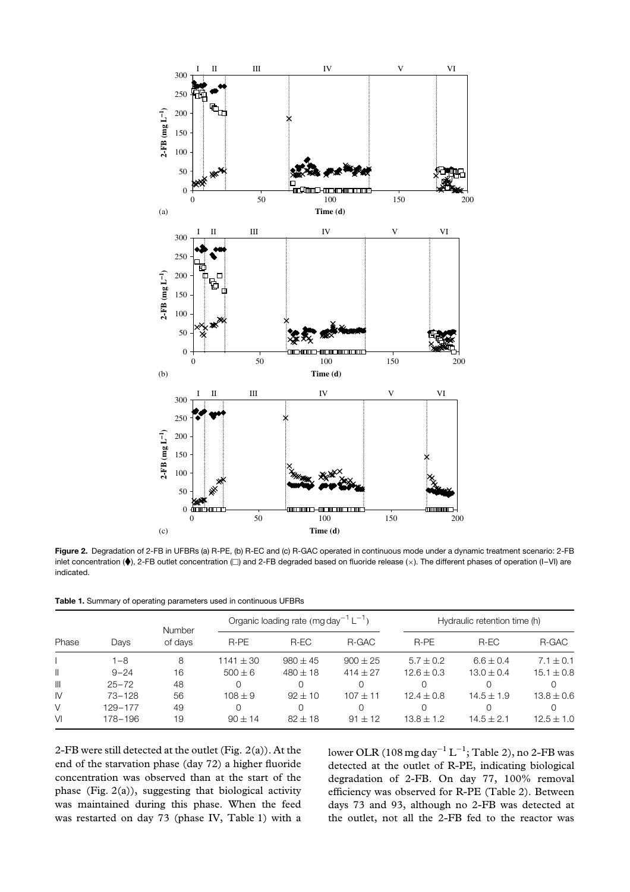**Figure 2.** Degradation of 2-FB in UFBRs (a) R-PE, (b) R-EC and (c) R-GAC operated in continuous mode under a dynamic treatment scenario: 2-FB inlet concentration (⧫), 2-FB outlet concentration (□) and 2-FB degraded based on fluoride release (×). The different phases of operation (I–VI) are indicated.

**Table 1.** Summary of operating parameters used in continuous UFBRs

| Phase | Days | Number of days | Organic loading rate (mg $day^{-1}$ $L^{-1}$) | | | Hydraulic retention time (h) | | |
|---|---|---|---|---|---|---|---|---|
| | | | R-PE | R-EC | R-GAC | R-PE | R-EC | R-GAC |
| I | 1–8 | 8 | $1141 \pm 30$ | $980 \pm 45$ | $900 \pm 25$ | $5.7 \pm 0.2$ | $6.6 \pm 0.4$ | $7.1 \pm 0.1$ |
| II | 9–24 | 16 | $500 \pm 6$ | $480 \pm 18$ | $414 \pm 27$ | $12.6 \pm 0.3$ | $13.0 \pm 0.4$ | $15.1 \pm 0.8$ |
| III | 25–72 | 48 | 0 | 0 | 0 | 0 | 0 | 0 |
| IV | 73–128 | 56 | $108 \pm 9$ | $92 \pm 10$ | $107 \pm 11$ | $12.4 \pm 0.8$ | $14.5 \pm 1.9$ | $13.8 \pm 0.6$ |
| V | 129–177 | 49 | 0 | 0 | 0 | 0 | 0 | 0 |
| VI | 178–196 | 19 | $90 \pm 14$ | $82 \pm 18$ | $91 \pm 12$ | $13.8 \pm 1.2$ | $14.5 \pm 2.1$ | $12.5 \pm 1.0$ |

2-FB were still detected at the outlet (Fig. 2(a)). At the end of the starvation phase (day 72) a higher fluoride concentration was observed than at the start of the phase (Fig. 2(a)), suggesting that biological activity was maintained during this phase. When the feed was restarted on day 73 (phase IV, Table 1) with a lower OLR (108 mg $day^{-1}$ $L^{-1}$; Table 2), no 2-FB was detected at the outlet of R-PE, indicating biological degradation of 2-FB. On day 77, 100% removal efficiency was observed for R-PE (Table 2). Between days 73 and 93, although no 2-FB was detected at the outlet, not all the 2-FB fed to the reactor was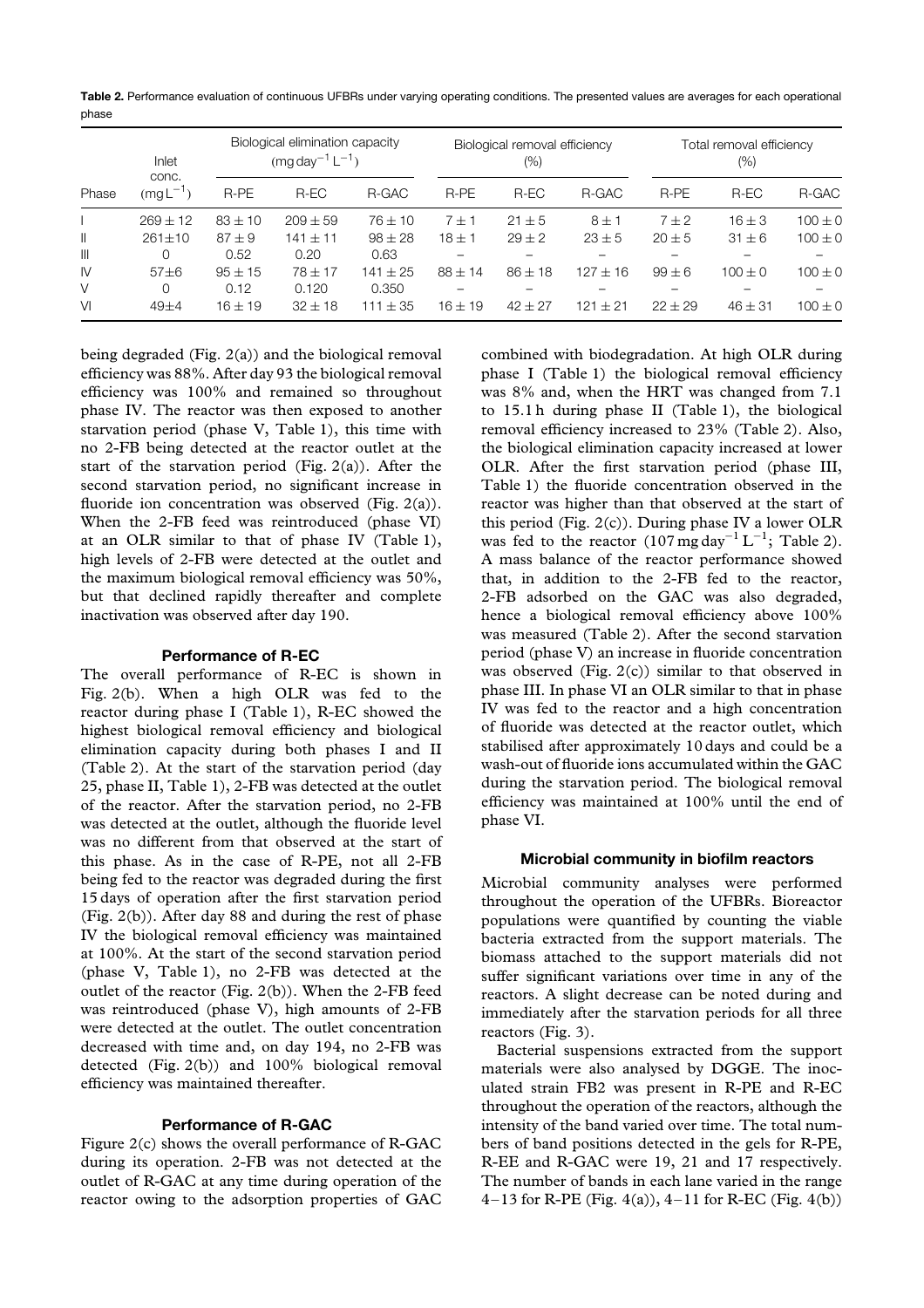**Table 2.** Performance evaluation of continuous UFBRs under varying operating conditions. The presented values are averages for each operational phase

| Phase | Inlet conc. ($mg L^{-1}$) | Biological elimination capacity ($mg\,day^{-1}\,L^{-1}$) | | | Biological removal efficiency (%) | | | Total removal efficiency (%) | | |
|---|---|---|---|---|---|---|---|---|---|---|
| | | R-PE | R-EC | R-GAC | R-PE | R-EC | R-GAC | R-PE | R-EC | R-GAC |
| I | $269 \pm 12$ | $83 \pm 10$ | $209 \pm 59$ | $76 \pm 10$ | $7 \pm 1$ | $21 \pm 5$ | $8 \pm 1$ | $7 \pm 2$ | $16 \pm 3$ | $100 \pm 0$ |
| II | $261 \pm 10$ | $87 \pm 9$ | $141 \pm 11$ | $98 \pm 28$ | $18 \pm 1$ | $29 \pm 2$ | $23 \pm 5$ | $20 \pm 5$ | $31 \pm 6$ | $100 \pm 0$ |
| III | 0 | 0.52 | 0.20 | 0.63 | – | – | – | – | – | – |
| IV | $57 \pm 6$ | $95 \pm 15$ | $78 \pm 17$ | $141 \pm 25$ | $88 \pm 14$ | $86 \pm 18$ | $127 \pm 16$ | $99 \pm 6$ | $100 \pm 0$ | $100 \pm 0$ |
| V | 0 | 0.12 | 0.120 | 0.350 | – | – | – | – | – | – |
| VI | $49 \pm 4$ | $16 \pm 19$ | $32 \pm 18$ | $111 \pm 35$ | $16 \pm 19$ | $42 \pm 27$ | $121 \pm 21$ | $22 \pm 29$ | $46 \pm 31$ | $100 \pm 0$ |

being degraded (Fig. 2(a)) and the biological removal efficiency was 88%. After day 93 the biological removal efficiency was 100% and remained so throughout phase IV. The reactor was then exposed to another starvation period (phase V, Table 1), this time with no 2-FB being detected at the reactor outlet at the start of the starvation period (Fig. 2(a)). After the second starvation period, no significant increase in fluoride ion concentration was observed (Fig. 2(a)). When the 2-FB feed was reintroduced (phase VI) at an OLR similar to that of phase IV (Table 1), high levels of 2-FB were detected at the outlet and the maximum biological removal efficiency was 50%, but that declined rapidly thereafter and complete inactivation was observed after day 190.

### Performance of R-EC

The overall performance of R-EC is shown in Fig. 2(b). When a high OLR was fed to the reactor during phase I (Table 1), R-EC showed the highest biological removal efficiency and biological elimination capacity during both phases I and II (Table 2). At the start of the starvation period (day 25, phase II, Table 1), 2-FB was detected at the outlet of the reactor. After the starvation period, no 2-FB was detected at the outlet, although the fluoride level was no different from that observed at the start of this phase. As in the case of R-PE, not all 2-FB being fed to the reactor was degraded during the first 15 days of operation after the first starvation period (Fig. 2(b)). After day 88 and during the rest of phase IV the biological removal efficiency was maintained at 100%. At the start of the second starvation period (phase V, Table 1), no 2-FB was detected at the outlet of the reactor (Fig. 2(b)). When the 2-FB feed was reintroduced (phase V), high amounts of 2-FB were detected at the outlet. The outlet concentration decreased with time and, on day 194, no 2-FB was detected (Fig. 2(b)) and 100% biological removal efficiency was maintained thereafter.

### Performance of R-GAC

Figure 2(c) shows the overall performance of R-GAC during its operation. 2-FB was not detected at the outlet of R-GAC at any time during operation of the reactor owing to the adsorption properties of GAC combined with biodegradation. At high OLR during phase I (Table 1) the biological removal efficiency was 8% and, when the HRT was changed from 7.1 to 15.1 h during phase II (Table 1), the biological removal efficiency increased to 23% (Table 2). Also, the biological elimination capacity increased at lower OLR. After the first starvation period (phase III, Table 1) the fluoride concentration observed in the reactor was higher than that observed at the start of this period (Fig. 2(c)). During phase IV a lower OLR was fed to the reactor ($107\,mg\,day^{-1}\,L^{-1}$; Table 2). A mass balance of the reactor performance showed that, in addition to the 2-FB fed to the reactor, 2-FB adsorbed on the GAC was also degraded, hence a biological removal efficiency above 100% was measured (Table 2). After the second starvation period (phase V) an increase in fluoride concentration was observed (Fig. 2(c)) similar to that observed in phase III. In phase VI an OLR similar to that in phase IV was fed to the reactor and a high concentration of fluoride was detected at the reactor outlet, which stabilised after approximately 10 days and could be a wash-out of fluoride ions accumulated within the GAC during the starvation period. The biological removal efficiency was maintained at 100% until the end of phase VI.

### Microbial community in biofilm reactors

Microbial community analyses were performed throughout the operation of the UFBRs. Bioreactor populations were quantified by counting the viable bacteria extracted from the support materials. The biomass attached to the support materials did not suffer significant variations over time in any of the reactors. A slight decrease can be noted during and immediately after the starvation periods for all three reactors (Fig. 3).

Bacterial suspensions extracted from the support materials were also analysed by DGGE. The inoculated strain FB2 was present in R-PE and R-EC throughout the operation of the reactors, although the intensity of the band varied over time. The total numbers of band positions detected in the gels for R-PE, R-EE and R-GAC were 19, 21 and 17 respectively. The number of bands in each lane varied in the range 4–13 for R-PE (Fig. 4(a)), 4–11 for R-EC (Fig. 4(b))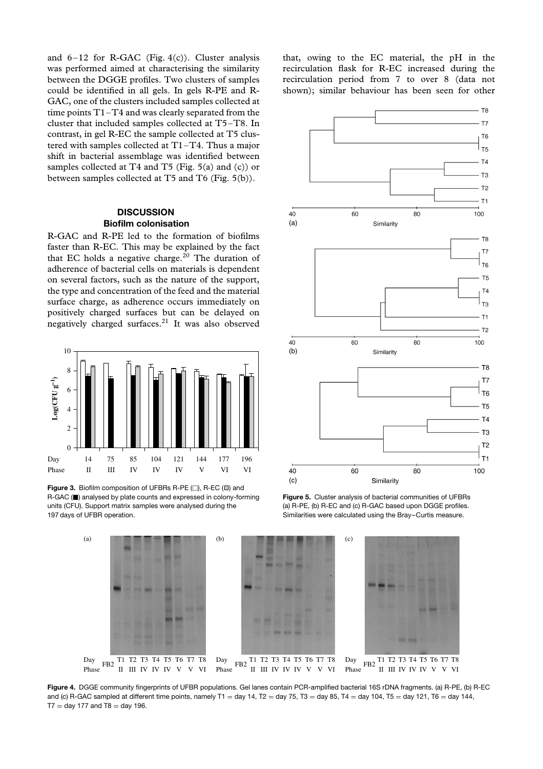and 6–12 for R-GAC (Fig. 4(c)). Cluster analysis was performed aimed at characterising the similarity between the DGGE profiles. Two clusters of samples could be identified in all gels. In gels R-PE and R-GAC, one of the clusters included samples collected at time points T1–T4 and was clearly separated from the cluster that included samples collected at T5–T8. In contrast, in gel R-EC the sample collected at T5 clustered with samples collected at T1–T4. Thus a major shift in bacterial assemblage was identified between samples collected at T4 and T5 (Fig. 5(a) and (c)) or between samples collected at T5 and T6 (Fig. 5(b)).

## DISCUSSION

### Biofilm colonisation

R-GAC and R-PE led to the formation of biofilms faster than R-EC. This may be explained by the fact that EC holds a negative charge.[20] The duration of adherence of bacterial cells on materials is dependent on several factors, such as the nature of the support, the type and concentration of the feed and the material surface charge, as adherence occurs immediately on positively charged surfaces but can be delayed on negatively charged surfaces.[21] It was also observed that, owing to the EC material, the pH in the recirculation flask for R-EC increased during the recirculation period from 7 to over 8 (data not shown); similar behaviour has been seen for other

**Figure 3.** Biofilm composition of UFBRs R-PE (□), R-EC (▤) and R-GAC (■) analysed by plate counts and expressed in colony-forming units (CFU). Support matrix samples were analysed during the 197 days of UFBR operation.

**Figure 5.** Cluster analysis of bacterial communities of UFBRs (a) R-PE, (b) R-EC and (c) R-GAC based upon DGGE profiles. Similarities were calculated using the Bray–Curtis measure.

**Figure 4.** DGGE community fingerprints of UFBR populations. Gel lanes contain PCR-amplified bacterial 16S rDNA fragments. (a) R-PE, (b) R-EC and (c) R-GAC sampled at different time points, namely T1 = day 14, T2 = day 75, T3 = day 85, T4 = day 104, T5 = day 121, T6 = day 144, T7 = day 177 and T8 = day 196.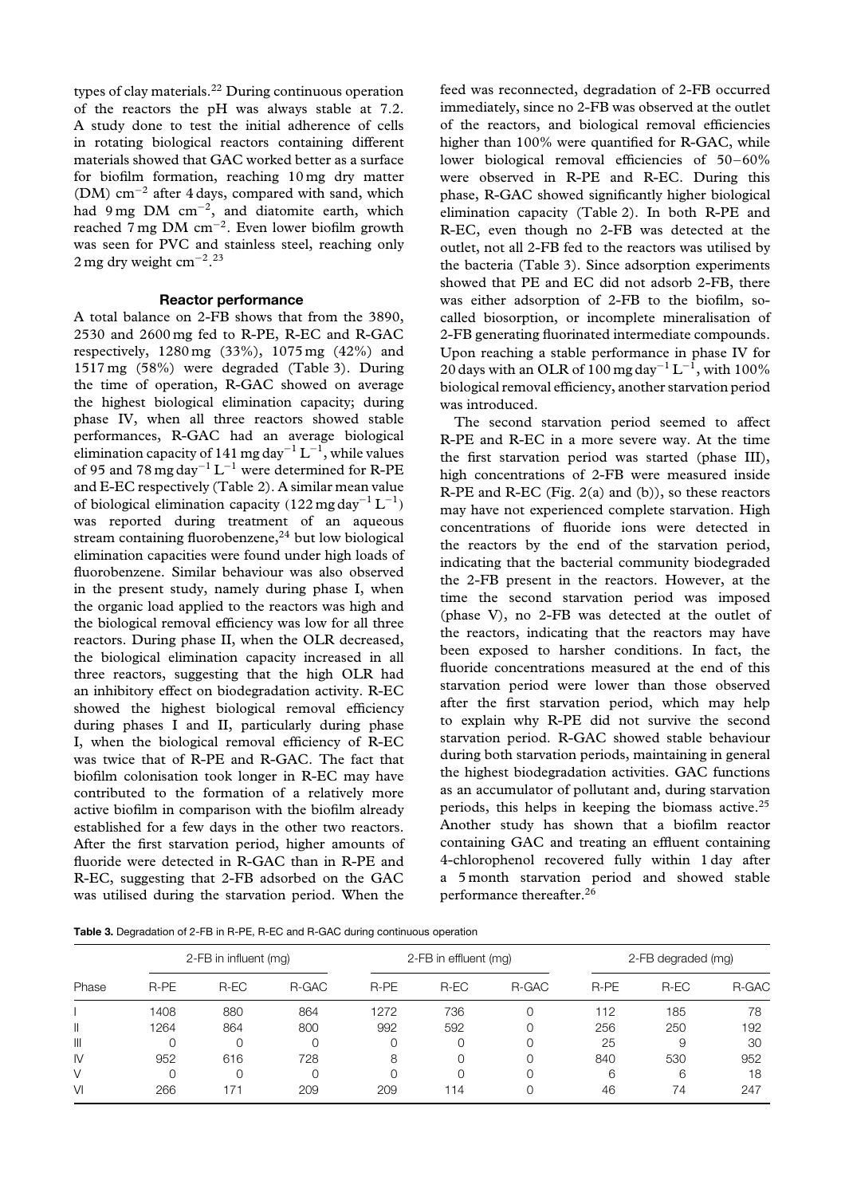types of clay materials.[22] During continuous operation of the reactors the pH was always stable at 7.2. A study done to test the initial adherence of cells in rotating biological reactors containing different materials showed that GAC worked better as a surface for biofilm formation, reaching 10 mg dry matter (DM) $cm^{-2}$ after 4 days, compared with sand, which had 9 mg DM $cm^{-2}$, and diatomite earth, which reached 7 mg DM $cm^{-2}$. Even lower biofilm growth was seen for PVC and stainless steel, reaching only 2 mg dry weight $cm^{-2}$.[23]

### Reactor performance

A total balance on 2-FB shows that from the 3890, 2530 and 2600 mg fed to R-PE, R-EC and R-GAC respectively, 1280 mg (33%), 1075 mg (42%) and 1517 mg (58%) were degraded (Table 3). During the time of operation, R-GAC showed on average the highest biological elimination capacity; during phase IV, when all three reactors showed stable performances, R-GAC had an average biological elimination capacity of 141 mg $day^{-1}$ $L^{-1}$, while values of 95 and 78 mg $day^{-1}$ $L^{-1}$ were determined for R-PE and E-EC respectively (Table 2). A similar mean value of biological elimination capacity (122 mg $day^{-1}$ $L^{-1}$) was reported during treatment of an aqueous stream containing fluorobenzene,[24] but low biological elimination capacities were found under high loads of fluorobenzene. Similar behaviour was also observed in the present study, namely during phase I, when the organic load applied to the reactors was high and the biological removal efficiency was low for all three reactors. During phase II, when the OLR decreased, the biological elimination capacity increased in all three reactors, suggesting that the high OLR had an inhibitory effect on biodegradation activity. R-EC showed the highest biological removal efficiency during phases I and II, particularly during phase I, when the biological removal efficiency of R-EC was twice that of R-PE and R-GAC. The fact that biofilm colonisation took longer in R-EC may have contributed to the formation of a relatively more active biofilm in comparison with the biofilm already established for a few days in the other two reactors. After the first starvation period, higher amounts of fluoride were detected in R-GAC than in R-PE and R-EC, suggesting that 2-FB adsorbed on the GAC was utilised during the starvation period. When the feed was reconnected, degradation of 2-FB occurred immediately, since no 2-FB was observed at the outlet of the reactors, and biological removal efficiencies higher than 100% were quantified for R-GAC, while lower biological removal efficiencies of 50–60% were observed in R-PE and R-EC. During this phase, R-GAC showed significantly higher biological elimination capacity (Table 2). In both R-PE and R-EC, even though no 2-FB was detected at the outlet, not all 2-FB fed to the reactors was utilised by the bacteria (Table 3). Since adsorption experiments showed that PE and EC did not adsorb 2-FB, there was either adsorption of 2-FB to the biofilm, so-called biosorption, or incomplete mineralisation of 2-FB generating fluorinated intermediate compounds. Upon reaching a stable performance in phase IV for 20 days with an OLR of 100 mg $day^{-1}$ $L^{-1}$, with 100% biological removal efficiency, another starvation period was introduced.

The second starvation period seemed to affect R-PE and R-EC in a more severe way. At the time the first starvation period was started (phase III), high concentrations of 2-FB were measured inside R-PE and R-EC (Fig. 2(a) and (b)), so these reactors may have not experienced complete starvation. High concentrations of fluoride ions were detected in the reactors by the end of the starvation period, indicating that the bacterial community biodegraded the 2-FB present in the reactors. However, at the time the second starvation period was imposed (phase V), no 2-FB was detected at the outlet of the reactors, indicating that the reactors may have been exposed to harsher conditions. In fact, the fluoride concentrations measured at the end of this starvation period were lower than those observed after the first starvation period, which may help to explain why R-PE did not survive the second starvation period. R-GAC showed stable behaviour during both starvation periods, maintaining in general the highest biodegradation activities. GAC functions as an accumulator of pollutant and, during starvation periods, this helps in keeping the biomass active.[25] Another study has shown that a biofilm reactor containing GAC and treating an effluent containing 4-chlorophenol recovered fully within 1 day after a 5 month starvation period and showed stable performance thereafter.[26]

**Table 3.** Degradation of 2-FB in R-PE, R-EC and R-GAC during continuous operation

| Phase | 2-FB in influent (mg) | | | 2-FB in effluent (mg) | | | 2-FB degraded (mg) | | |
|---|---|---|---|---|---|---|---|---|---|
| | R-PE | R-EC | R-GAC | R-PE | R-EC | R-GAC | R-PE | R-EC | R-GAC |
| I | 1408 | 880 | 864 | 1272 | 736 | 0 | 112 | 185 | 78 |
| II | 1264 | 864 | 800 | 992 | 592 | 0 | 256 | 250 | 192 |
| III | 0 | 0 | 0 | 0 | 0 | 0 | 25 | 9 | 30 |
| IV | 952 | 616 | 728 | 8 | 0 | 0 | 840 | 530 | 952 |
| V | 0 | 0 | 0 | 0 | 0 | 0 | 6 | 6 | 18 |
| VI | 266 | 171 | 209 | 209 | 114 | 0 | 46 | 74 | 247 |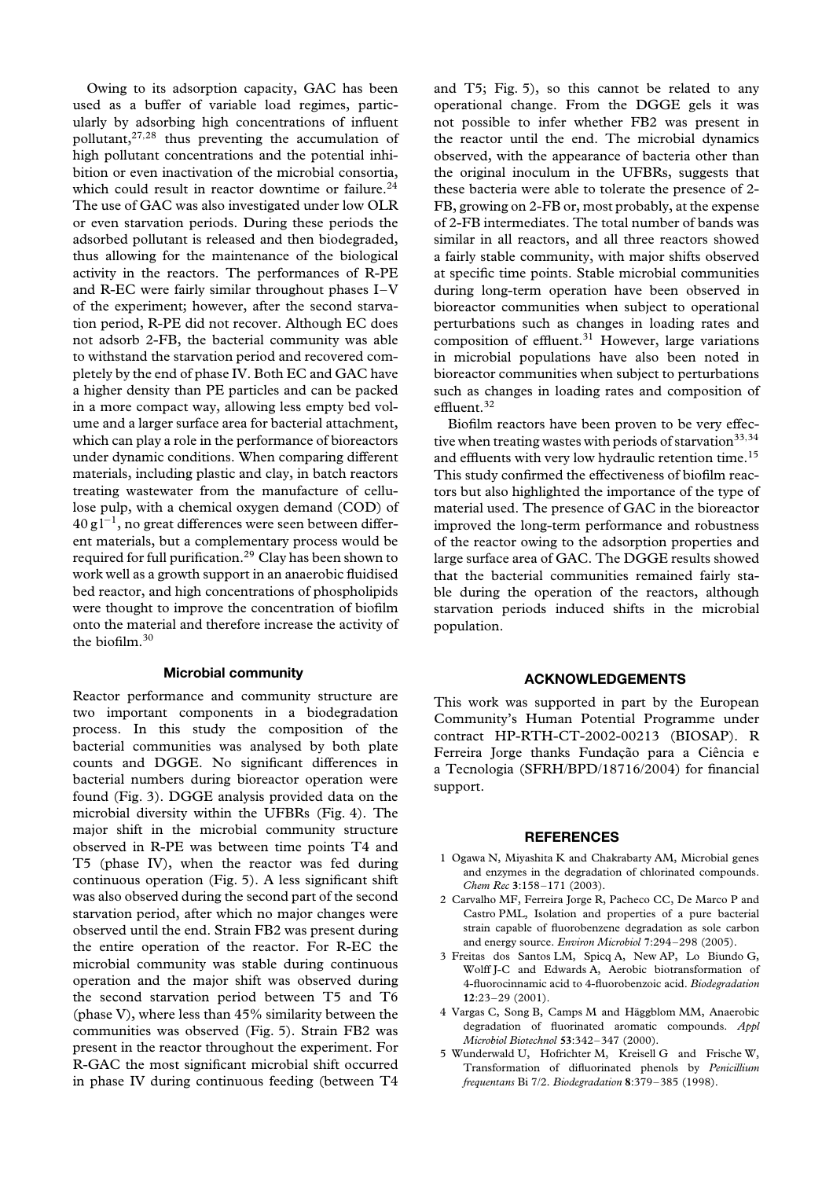Owing to its adsorption capacity, GAC has been used as a buffer of variable load regimes, particularly by adsorbing high concentrations of influent pollutant,[27,28] thus preventing the accumulation of high pollutant concentrations and the potential inhibition or even inactivation of the microbial consortia, which could result in reactor downtime or failure.[24] The use of GAC was also investigated under low OLR or even starvation periods. During these periods the adsorbed pollutant is released and then biodegraded, thus allowing for the maintenance of the biological activity in the reactors. The performances of R-PE and R-EC were fairly similar throughout phases I–V of the experiment; however, after the second starvation period, R-PE did not recover. Although EC does not adsorb 2-FB, the bacterial community was able to withstand the starvation period and recovered completely by the end of phase IV. Both EC and GAC have a higher density than PE particles and can be packed in a more compact way, allowing less empty bed volume and a larger surface area for bacterial attachment, which can play a role in the performance of bioreactors under dynamic conditions. When comparing different materials, including plastic and clay, in batch reactors treating wastewater from the manufacture of cellulose pulp, with a chemical oxygen demand (COD) of $40\,\mathrm{g\,l^{-1}}$, no great differences were seen between different materials, but a complementary process would be required for full purification.[29] Clay has been shown to work well as a growth support in an anaerobic fluidised bed reactor, and high concentrations of phospholipids were thought to improve the concentration of biofilm onto the material and therefore increase the activity of the biofilm.[30]

### Microbial community

Reactor performance and community structure are two important components in a biodegradation process. In this study the composition of the bacterial communities was analysed by both plate counts and DGGE. No significant differences in bacterial numbers during bioreactor operation were found (Fig. 3). DGGE analysis provided data on the microbial diversity within the UFBRs (Fig. 4). The major shift in the microbial community structure observed in R-PE was between time points T4 and T5 (phase IV), when the reactor was fed during continuous operation (Fig. 5). A less significant shift was also observed during the second part of the second starvation period, after which no major changes were observed until the end. Strain FB2 was present during the entire operation of the reactor. For R-EC the microbial community was stable during continuous operation and the major shift was observed during the second starvation period between T5 and T6 (phase V), where less than 45% similarity between the communities was observed (Fig. 5). Strain FB2 was present in the reactor throughout the experiment. For R-GAC the most significant microbial shift occurred in phase IV during continuous feeding (between T4 and T5; Fig. 5), so this cannot be related to any operational change. From the DGGE gels it was not possible to infer whether FB2 was present in the reactor until the end. The microbial dynamics observed, with the appearance of bacteria other than the original inoculum in the UFBRs, suggests that these bacteria were able to tolerate the presence of 2-FB, growing on 2-FB or, most probably, at the expense of 2-FB intermediates. The total number of bands was similar in all reactors, and all three reactors showed a fairly stable community, with major shifts observed at specific time points. Stable microbial communities during long-term operation have been observed in bioreactor communities when subject to operational perturbations such as changes in loading rates and composition of effluent.[31] However, large variations in microbial populations have also been noted in bioreactor communities when subject to perturbations such as changes in loading rates and composition of effluent.[32]

Biofilm reactors have been proven to be very effective when treating wastes with periods of starvation[33,34] and effluents with very low hydraulic retention time.[15] This study confirmed the effectiveness of biofilm reactors but also highlighted the importance of the type of material used. The presence of GAC in the bioreactor improved the long-term performance and robustness of the reactor owing to the adsorption properties and large surface area of GAC. The DGGE results showed that the bacterial communities remained fairly stable during the operation of the reactors, although starvation periods induced shifts in the microbial population.

## ACKNOWLEDGEMENTS

This work was supported in part by the European Community's Human Potential Programme under contract HP-RTH-CT-2002-00213 (BIOSAP). R Ferreira Jorge thanks Fundação para a Ciência e a Tecnologia (SFRH/BPD/18716/2004) for financial support.

## REFERENCES

1 Ogawa N, Miyashita K and Chakrabarty AM, Microbial genes and enzymes in the degradation of chlorinated compounds. *Chem Rec* **3**:158–171 (2003).

2 Carvalho MF, Ferreira Jorge R, Pacheco CC, De Marco P and Castro PML, Isolation and properties of a pure bacterial strain capable of fluorobenzene degradation as sole carbon and energy source. *Environ Microbiol* **7**:294–298 (2005).

3 Freitas dos Santos LM, Spicq A, New AP, Lo Biundo G, Wolff J-C and Edwards A, Aerobic biotransformation of 4-fluorocinnamic acid to 4-fluorobenzoic acid. *Biodegradation* **12**:23–29 (2001).

4 Vargas C, Song B, Camps M and Häggblom MM, Anaerobic degradation of fluorinated aromatic compounds. *Appl Microbiol Biotechnol* **53**:342–347 (2000).

5 Wunderwald U, Hofrichter M, Kreisell G and Frische W, Transformation of difluorinated phenols by *Penicillium frequentans* Bi 7/2. *Biodegradation* **8**:379–385 (1998).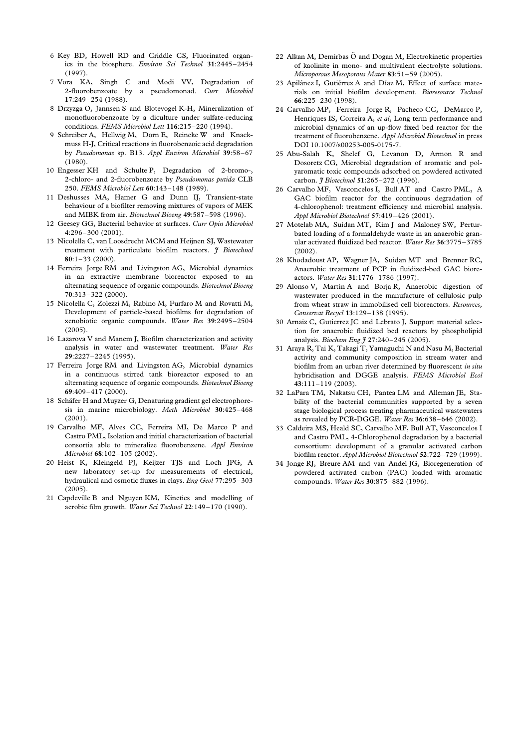6 Key BD, Howell RD and Criddle CS, Fluorinated organics in the biosphere. *Environ Sci Technol* **31**:2445–2454 (1997).

7 Vora KA, Singh C and Modi VV, Degradation of 2-fluorobenzoate by a pseudomonad. *Curr Microbiol* **17**:249–254 (1988).

8 Drzyzga O, Jannsen S and Blotevogel K-H, Mineralization of monofluorobenzoate by a diculture under sulfate-reducing conditions. *FEMS Microbiol Lett* **116**:215–220 (1994).

9 Schreiber A, Hellwig M, Dorn E, Reineke W and Knackmuss H-J, Critical reactions in fluorobenzoic acid degradation by *Pseudomonas* sp. B13. *Appl Environ Microbiol* **39**:58–67 (1980).

10 Engesser KH and Schulte P, Degradation of 2-bromo-, 2-chloro- and 2-fluorobenzoate by *Pseudomonas putida* CLB 250. *FEMS Microbiol Lett* **60**:143–148 (1989).

11 Deshusses MA, Hamer G and Dunn IJ, Transient-state behaviour of a biofilter removing mixtures of vapors of MEK and MIBK from air. *Biotechnol Bioeng* **49**:587–598 (1996).

12 Geesey GG, Bacterial behavior at surfaces. *Curr Opin Microbiol* **4**:296–300 (2001).

13 Nicolella C, van Loosdrecht MCM and Heijnen SJ, Wastewater treatment with particulate biofilm reactors. *J Biotechnol* **80**:1–33 (2000).

14 Ferreira Jorge RM and Livingston AG, Microbial dynamics in an extractive membrane bioreactor exposed to an alternating sequence of organic compounds. *Biotechnol Bioeng* **70**:313–322 (2000).

15 Nicolella C, Zolezzi M, Rabino M, Furfaro M and Rovatti M, Development of particle-based biofilms for degradation of xenobiotic organic compounds. *Water Res* **39**:2495–2504 (2005).

16 Lazarova V and Manem J, Biofilm characterization and activity analysis in water and wastewater treatment. *Water Res* **29**:2227–2245 (1995).

17 Ferreira Jorge RM and Livingston AG, Microbial dynamics in a continuous stirred tank bioreactor exposed to an alternating sequence of organic compounds. *Biotechnol Bioeng* **69**:409–417 (2000).

18 Schäfer H and Muyzer G, Denaturing gradient gel electrophoresis in marine microbiology. *Meth Microbiol* **30**:425–468 (2001).

19 Carvalho MF, Alves CC, Ferreira MI, De Marco P and Castro PML, Isolation and initial characterization of bacterial consortia able to mineralize fluorobenzene. *Appl Environ Microbiol* **68**:102–105 (2002).

20 Heist K, Kleingeld PJ, Keijzer TJS and Loch JPG, A new laboratory set-up for measurements of electrical, hydraulical and osmotic fluxes in clays. *Eng Geol* **77**:295–303 (2005).

21 Capdeville B and Nguyen KM, Kinetics and modelling of aerobic film growth. *Water Sci Technol* **22**:149–170 (1990).

22 Alkan M, Demirbas Ö and Dogan M, Electrokinetic properties of kaolinite in mono- and multivalent electrolyte solutions. *Microporous Mesoporous Mater* **83**:51–59 (2005).

23 Apilánez I, Gutiérrez A and Díaz M, Effect of surface materials on initial biofilm development. *Bioresource Technol* **66**:225–230 (1998).

24 Carvalho MP, Ferreira Jorge R, Pacheco CC, DeMarco P, Henriques IS, Correira A, *et al*, Long term performance and microbial dynamics of an up-flow fixed bed reactor for the treatment of fluorobenzene. *Appl Microbiol Biotechnol* in press DOI 10.1007/s00253-005-0175-7.

25 Abu-Salah K, Shelef G, Levanon D, Armon R and Dosoretz CG, Microbial degradation of aromatic and polyaromatic toxic compounds adsorbed on powdered activated carbon. *J Biotechnol* **51**:265–272 (1996).

26 Carvalho MF, Vasconcelos I, Bull AT and Castro PML, A GAC biofilm reactor for the continuous degradation of 4-chlorophenol: treatment efficiency and microbial analysis. *Appl Microbiol Biotechnol* **57**:419–426 (2001).

27 Motelab MA, Suidan MT, Kim J and Maloney SW, Perturbated loading of a formaldehyde waste in an anaerobic granular activated fluidized bed reactor. *Water Res* **36**:3775–3785 (2002).

28 Khodadoust AP, Wagner JA, Suidan MT and Brenner RC, Anaerobic treatment of PCP in fluidized-bed GAC bioreactors. *Water Res* **31**:1776–1786 (1997).

29 Alonso V, Martín A and Borja R, Anaerobic digestion of wastewater produced in the manufacture of cellulosic pulp from wheat straw in immobilised cell bioreactors. *Resources, Conservat Recycl* **13**:129–138 (1995).

30 Arnaiz C, Gutierrez JC and Lebrato J, Support material selection for anaerobic fluidized bed reactors by phospholipid analysis. *Biochem Eng J* **27**:240–245 (2005).

31 Araya R, Tai K, Takagi T, Yamaguchi N and Nasu M, Bacterial activity and community composition in stream water and biofilm from an urban river determined by fluorescent *in situ* hybridisation and DGGE analysis. *FEMS Microbiol Ecol* **43**:111–119 (2003).

32 LaPara TM, Nakatsu CH, Pantea LM and Alleman JE, Stability of the bacterial communities supported by a seven stage biological process treating pharmaceutical wastewaters as revealed by PCR-DGGE. *Water Res* **36**:638–646 (2002).

33 Caldeira MS, Heald SC, Carvalho MF, Bull AT, Vasconcelos I and Castro PML, 4-Chlorophenol degradation by a bacterial consortium: development of a granular activated carbon biofilm reactor. *Appl Microbiol Biotechnol* **52**:722–729 (1999).

34 Jonge RJ, Breure AM and van Andel JG, Bioregeneration of powdered activated carbon (PAC) loaded with aromatic compounds. *Water Res* **30**:875–882 (1996).